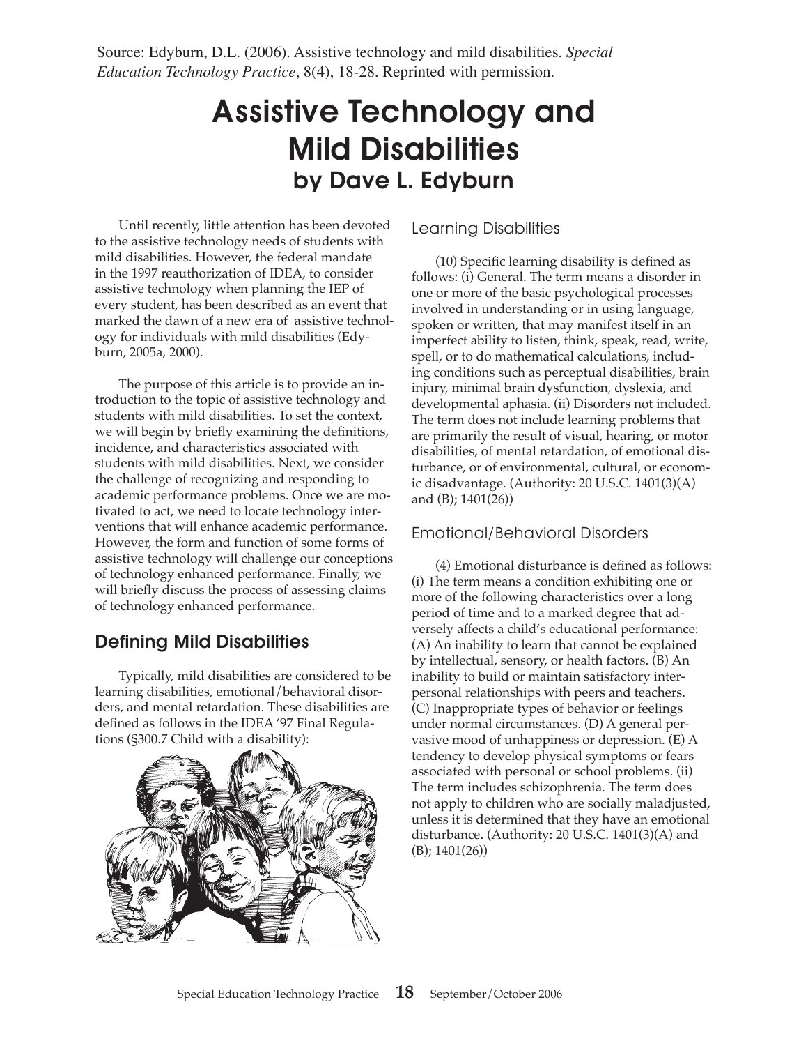Source: Edyburn, D.L. (2006). Assistive technology and mild disabilities. *Special Education Technology Practice*, 8(4), 18-28. Reprinted with permission.

# Assistive Technology and Mild Disabilities

## by Dave L. Edyburn

Until recently, little attention has been devoted to the assistive technology needs of students with mild disabilities. However, the federal mandate in the 1997 reauthorization of IDEA, to consider assistive technology when planning the IEP of every student, has been described as an event that marked the dawn of a new era of assistive technology for individuals with mild disabilities (Edyburn, 2005a, 2000).

The purpose of this article is to provide an introduction to the topic of assistive technology and students with mild disabilities. To set the context, we will begin by briefly examining the definitions, incidence, and characteristics associated with students with mild disabilities. Next, we consider the challenge of recognizing and responding to academic performance problems. Once we are motivated to act, we need to locate technology interventions that will enhance academic performance. However, the form and function of some forms of assistive technology will challenge our conceptions of technology enhanced performance. Finally, we will briefly discuss the process of assessing claims of technology enhanced performance.

## Defining Mild Disabilities

Typically, mild disabilities are considered to be learning disabilities, emotional/behavioral disorders, and mental retardation. These disabilities are defined as follows in the IDEA '97 Final Regulations (§300.7 Child with a disability):

### Learning Disabilities

(10) Specific learning disability is defined as follows: (i) General. The term means a disorder in one or more of the basic psychological processes involved in understanding or in using language, spoken or written, that may manifest itself in an imperfect ability to listen, think, speak, read, write, spell, or to do mathematical calculations, including conditions such as perceptual disabilities, brain injury, minimal brain dysfunction, dyslexia, and developmental aphasia. (ii) Disorders not included. The term does not include learning problems that are primarily the result of visual, hearing, or motor disabilities, of mental retardation, of emotional disturbance, or of environmental, cultural, or economic disadvantage. (Authority: 20 U.S.C. 1401(3)(A) and (B); 1401(26))

### Emotional/Behavioral Disorders

(4) Emotional disturbance is defined as follows: (i) The term means a condition exhibiting one or more of the following characteristics over a long period of time and to a marked degree that adversely affects a child's educational performance: (A) An inability to learn that cannot be explained by intellectual, sensory, or health factors. (B) An inability to build or maintain satisfactory interpersonal relationships with peers and teachers. (C) Inappropriate types of behavior or feelings under normal circumstances. (D) A general pervasive mood of unhappiness or depression. (E) A tendency to develop physical symptoms or fears associated with personal or school problems. (ii) The term includes schizophrenia. The term does not apply to children who are socially maladjusted, unless it is determined that they have an emotional disturbance. (Authority: 20 U.S.C. 1401(3)(A) and (B); 1401(26))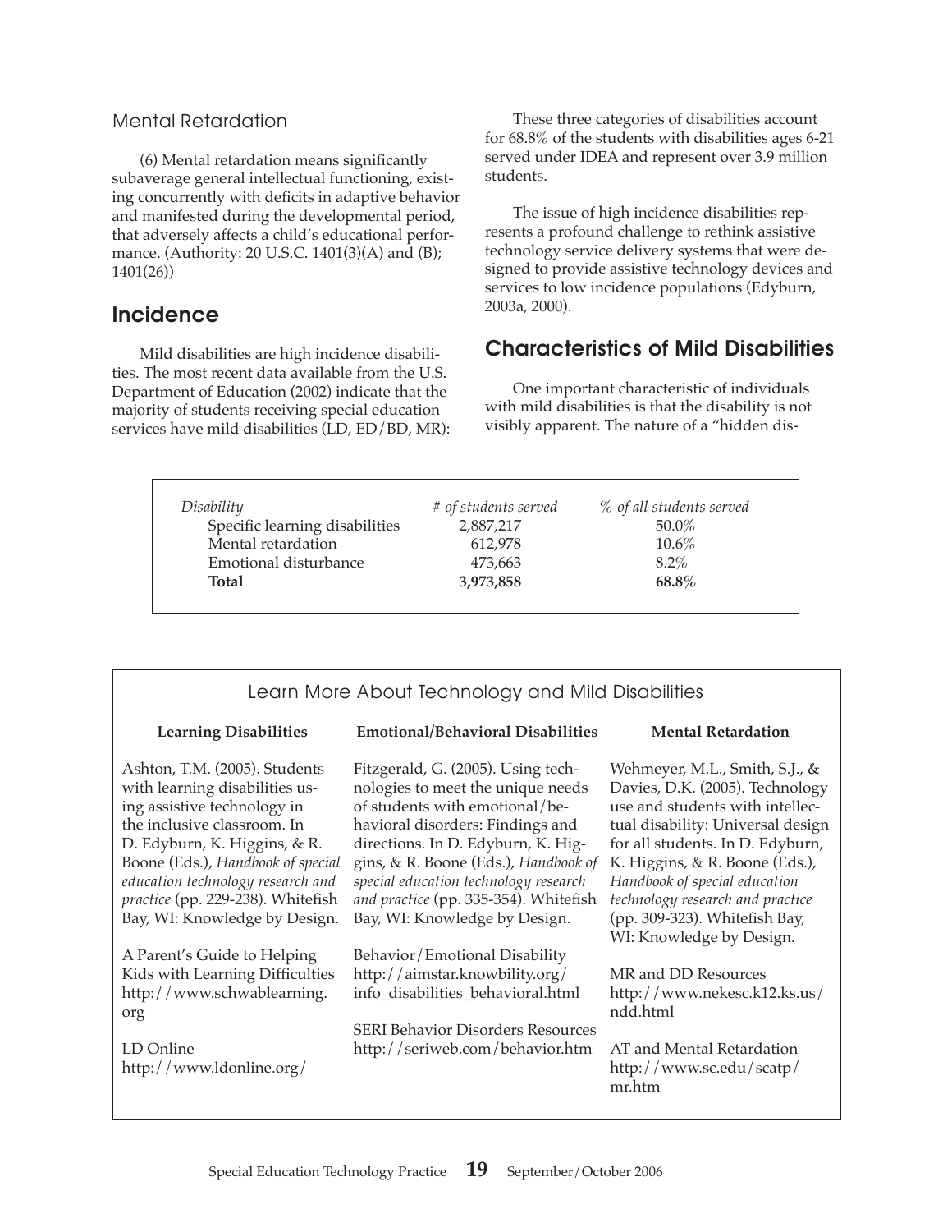### Mental Retardation

(6) Mental retardation means significantly subaverage general intellectual functioning, existing concurrently with deficits in adaptive behavior and manifested during the developmental period, that adversely affects a child's educational performance. (Authority: 20 U.S.C. 1401(3)(A) and (B); 1401(26))

## Incidence

Mild disabilities are high incidence disabilities. The most recent data available from the U.S. Department of Education (2002) indicate that the majority of students receiving special education services have mild disabilities (LD, ED/BD, MR):

| *Disability* | *# of students served* | *% of all students served* |
|---|---|---|
| Specific learning disabilities | 2,887,217 | 50.0% |
| Mental retardation | 612,978 | 10.6% |
| Emotional disturbance | 473,663 | 8.2% |
| **Total** | **3,973,858** | **68.8%** |

These three categories of disabilities account for 68.8% of the students with disabilities ages 6-21 served under IDEA and represent over 3.9 million students.

The issue of high incidence disabilities represents a profound challenge to rethink assistive technology service delivery systems that were designed to provide assistive technology devices and services to low incidence populations (Edyburn, 2003a, 2000).

## Characteristics of Mild Disabilities

One important characteristic of individuals with mild disabilities is that the disability is not visibly apparent. The nature of a "hidden dis-

### Learn More About Technology and Mild Disabilities

**Learning Disabilities**

Ashton, T.M. (2005). Students with learning disabilities using assistive technology in the inclusive classroom. In D. Edyburn, K. Higgins, & R. Boone (Eds.), *Handbook of special education technology research and practice* (pp. 229-238). Whitefish Bay, WI: Knowledge by Design.

A Parent's Guide to Helping Kids with Learning Difficulties http://www.schwablearning.org

LD Online http://www.ldonline.org/

**Emotional/Behavioral Disabilities**

Fitzgerald, G. (2005). Using technologies to meet the unique needs of students with emotional/behavioral disorders: Findings and directions. In D. Edyburn, K. Higgins, & R. Boone (Eds.), *Handbook of special education technology research and practice* (pp. 335-354). Whitefish Bay, WI: Knowledge by Design.

Behavior/Emotional Disability http://aimstar.knowbility.org/info_disabilities_behavioral.html

SERI Behavior Disorders Resources http://seriweb.com/behavior.htm

**Mental Retardation**

Wehmeyer, M.L., Smith, S.J., & Davies, D.K. (2005). Technology use and students with intellectual disability: Universal design for all students. In D. Edyburn, K. Higgins, & R. Boone (Eds.), *Handbook of special education technology research and practice* (pp. 309-323). Whitefish Bay, WI: Knowledge by Design.

MR and DD Resources http://www.nekesc.k12.ks.us/ndd.html

AT and Mental Retardation http://www.sc.edu/scatp/mr.htm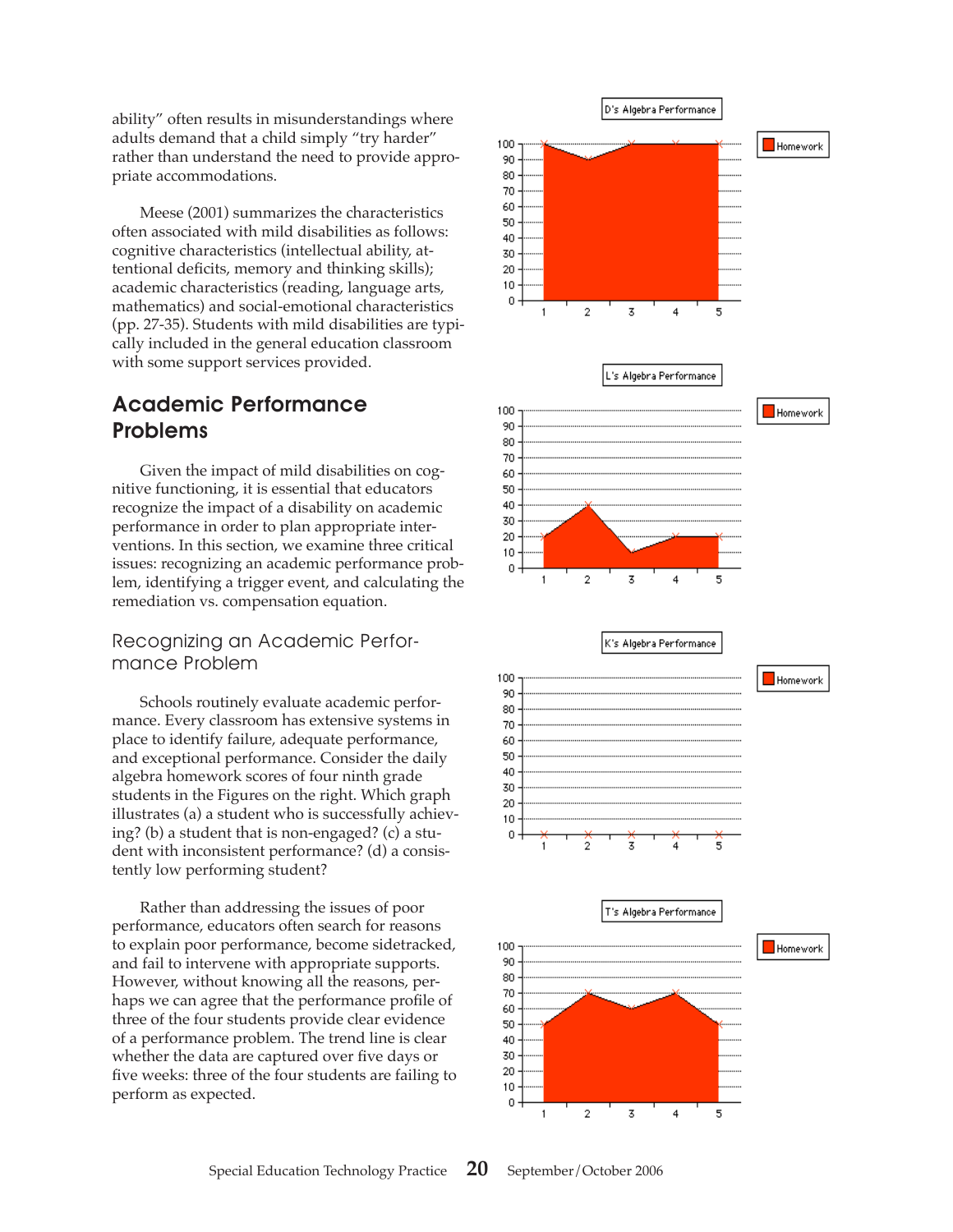ability" often results in misunderstandings where adults demand that a child simply "try harder" rather than understand the need to provide appropriate accommodations.

Meese (2001) summarizes the characteristics often associated with mild disabilities as follows: cognitive characteristics (intellectual ability, attentional deficits, memory and thinking skills); academic characteristics (reading, language arts, mathematics) and social-emotional characteristics (pp. 27-35). Students with mild disabilities are typically included in the general education classroom with some support services provided.

## Academic Performance Problems

Given the impact of mild disabilities on cognitive functioning, it is essential that educators recognize the impact of a disability on academic performance in order to plan appropriate interventions. In this section, we examine three critical issues: recognizing an academic performance problem, identifying a trigger event, and calculating the remediation vs. compensation equation.

### Recognizing an Academic Performance Problem

Schools routinely evaluate academic performance. Every classroom has extensive systems in place to identify failure, adequate performance, and exceptional performance. Consider the daily algebra homework scores of four ninth grade students in the Figures on the right. Which graph illustrates (a) a student who is successfully achieving? (b) a student that is non-engaged? (c) a student with inconsistent performance? (d) a consistently low performing student?

Rather than addressing the issues of poor performance, educators often search for reasons to explain poor performance, become sidetracked, and fail to intervene with appropriate supports. However, without knowing all the reasons, perhaps we can agree that the performance profile of three of the four students provide clear evidence of a performance problem. The trend line is clear whether the data are captured over five days or five weeks: three of the four students are failing to perform as expected.

D's Algebra Performance

| | 1 | 2 | 3 | 4 | 5 |
|---|---|---|---|---|---|
| Homework | 100 | 90 | 100 | 100 | 100 |

L's Algebra Performance

| | 1 | 2 | 3 | 4 | 5 |
|---|---|---|---|---|---|
| Homework | 20 | 40 | 10 | 20 | 20 |

K's Algebra Performance

| | 1 | 2 | 3 | 4 | 5 |
|---|---|---|---|---|---|
| Homework | 0 | 0 | 0 | 0 | 0 |

T's Algebra Performance

| | 1 | 2 | 3 | 4 | 5 |
|---|---|---|---|---|---|
| Homework | 50 | 70 | 60 | 70 | 50 |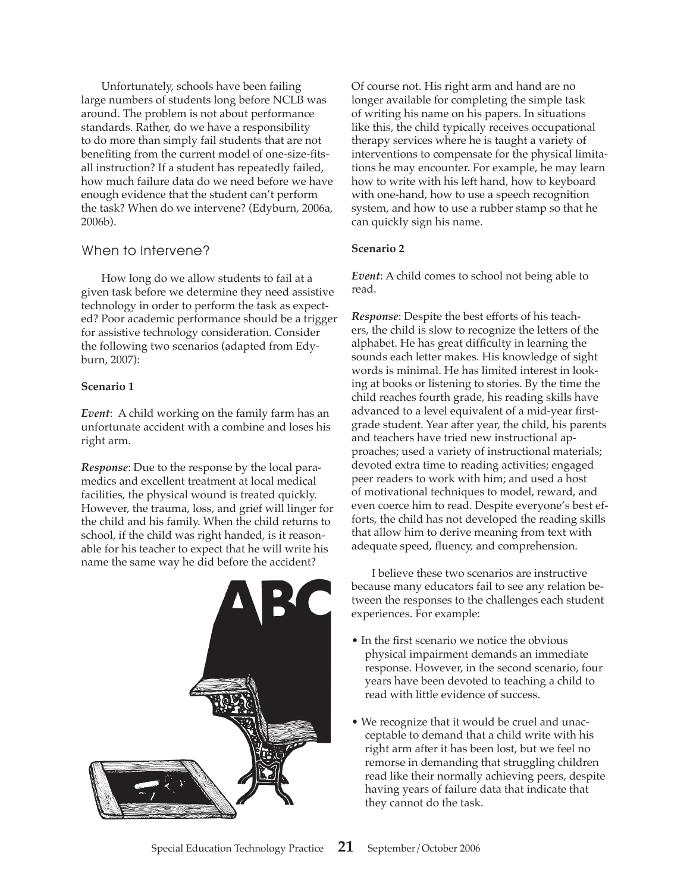Unfortunately, schools have been failing large numbers of students long before NCLB was around. The problem is not about performance standards. Rather, do we have a responsibility to do more than simply fail students that are not benefiting from the current model of one-size-fits-all instruction? If a student has repeatedly failed, how much failure data do we need before we have enough evidence that the student can't perform the task? When do we intervene? (Edyburn, 2006a, 2006b).

## When to Intervene?

How long do we allow students to fail at a given task before we determine they need assistive technology in order to perform the task as expected? Poor academic performance should be a trigger for assistive technology consideration. Consider the following two scenarios (adapted from Edyburn, 2007):

**Scenario 1**

***Event***: A child working on the family farm has an unfortunate accident with a combine and loses his right arm.

***Response***: Due to the response by the local paramedics and excellent treatment at local medical facilities, the physical wound is treated quickly. However, the trauma, loss, and grief will linger for the child and his family. When the child returns to school, if the child was right handed, is it reasonable for his teacher to expect that he will write his name the same way he did before the accident? Of course not. His right arm and hand are no longer available for completing the simple task of writing his name on his papers. In situations like this, the child typically receives occupational therapy services where he is taught a variety of interventions to compensate for the physical limitations he may encounter. For example, he may learn how to write with his left hand, how to keyboard with one-hand, how to use a speech recognition system, and how to use a rubber stamp so that he can quickly sign his name.

**Scenario 2**

***Event***: A child comes to school not being able to read.

***Response***: Despite the best efforts of his teachers, the child is slow to recognize the letters of the alphabet. He has great difficulty in learning the sounds each letter makes. His knowledge of sight words is minimal. He has limited interest in looking at books or listening to stories. By the time the child reaches fourth grade, his reading skills have advanced to a level equivalent of a mid-year first-grade student. Year after year, the child, his parents and teachers have tried new instructional approaches; used a variety of instructional materials; devoted extra time to reading activities; engaged peer readers to work with him; and used a host of motivational techniques to model, reward, and even coerce him to read. Despite everyone's best efforts, the child has not developed the reading skills that allow him to derive meaning from text with adequate speed, fluency, and comprehension.

I believe these two scenarios are instructive because many educators fail to see any relation between the responses to the challenges each student experiences. For example:

- In the first scenario we notice the obvious physical impairment demands an immediate response. However, in the second scenario, four years have been devoted to teaching a child to read with little evidence of success.
- We recognize that it would be cruel and unacceptable to demand that a child write with his right arm after it has been lost, but we feel no remorse in demanding that struggling children read like their normally achieving peers, despite having years of failure data that indicate that they cannot do the task.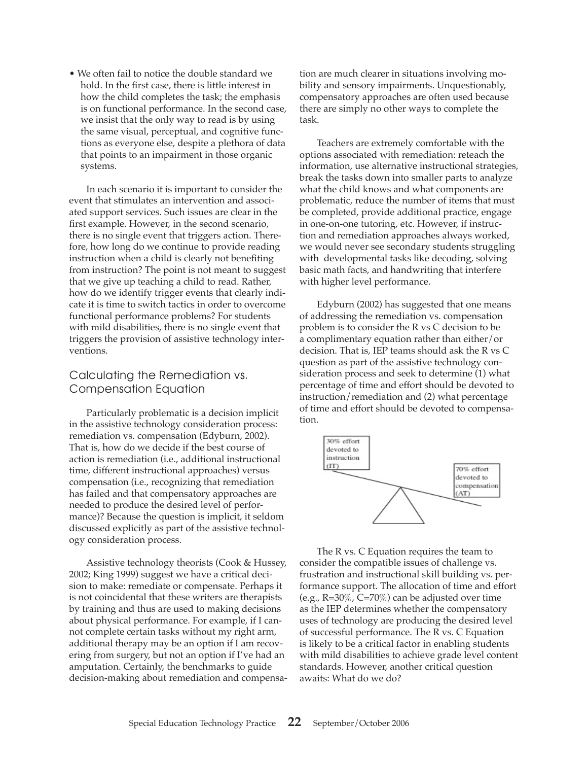- We often fail to notice the double standard we hold. In the first case, there is little interest in how the child completes the task; the emphasis is on functional performance. In the second case, we insist that the only way to read is by using the same visual, perceptual, and cognitive functions as everyone else, despite a plethora of data that points to an impairment in those organic systems.

In each scenario it is important to consider the event that stimulates an intervention and associated support services. Such issues are clear in the first example. However, in the second scenario, there is no single event that triggers action. Therefore, how long do we continue to provide reading instruction when a child is clearly not benefiting from instruction? The point is not meant to suggest that we give up teaching a child to read. Rather, how do we identify trigger events that clearly indicate it is time to switch tactics in order to overcome functional performance problems? For students with mild disabilities, there is no single event that triggers the provision of assistive technology interventions.

## Calculating the Remediation vs. Compensation Equation

Particularly problematic is a decision implicit in the assistive technology consideration process: remediation vs. compensation (Edyburn, 2002). That is, how do we decide if the best course of action is remediation (i.e., additional instructional time, different instructional approaches) versus compensation (i.e., recognizing that remediation has failed and that compensatory approaches are needed to produce the desired level of performance)? Because the question is implicit, it seldom discussed explicitly as part of the assistive technology consideration process.

Assistive technology theorists (Cook & Hussey, 2002; King 1999) suggest we have a critical decision to make: remediate or compensate. Perhaps it is not coincidental that these writers are therapists by training and thus are used to making decisions about physical performance. For example, if I cannot complete certain tasks without my right arm, additional therapy may be an option if I am recovering from surgery, but not an option if I've had an amputation. Certainly, the benchmarks to guide decision-making about remediation and compensation are much clearer in situations involving mobility and sensory impairments. Unquestionably, compensatory approaches are often used because there are simply no other ways to complete the task.

Teachers are extremely comfortable with the options associated with remediation: reteach the information, use alternative instructional strategies, break the tasks down into smaller parts to analyze what the child knows and what components are problematic, reduce the number of items that must be completed, provide additional practice, engage in one-on-one tutoring, etc. However, if instruction and remediation approaches always worked, we would never see secondary students struggling with developmental tasks like decoding, solving basic math facts, and handwriting that interfere with higher level performance.

Edyburn (2002) has suggested that one means of addressing the remediation vs. compensation problem is to consider the R vs C decision to be a complimentary equation rather than either/or decision. That is, IEP teams should ask the R vs C question as part of the assistive technology consideration process and seek to determine (1) what percentage of time and effort should be devoted to instruction/remediation and (2) what percentage of time and effort should be devoted to compensation.

30% effort devoted to instruction (IT)

70% effort devoted to compensation (AT)

The R vs. C Equation requires the team to consider the compatible issues of challenge vs. frustration and instructional skill building vs. performance support. The allocation of time and effort (e.g., R=30%, C=70%) can be adjusted over time as the IEP determines whether the compensatory uses of technology are producing the desired level of successful performance. The R vs. C Equation is likely to be a critical factor in enabling students with mild disabilities to achieve grade level content standards. However, another critical question awaits: What do we do?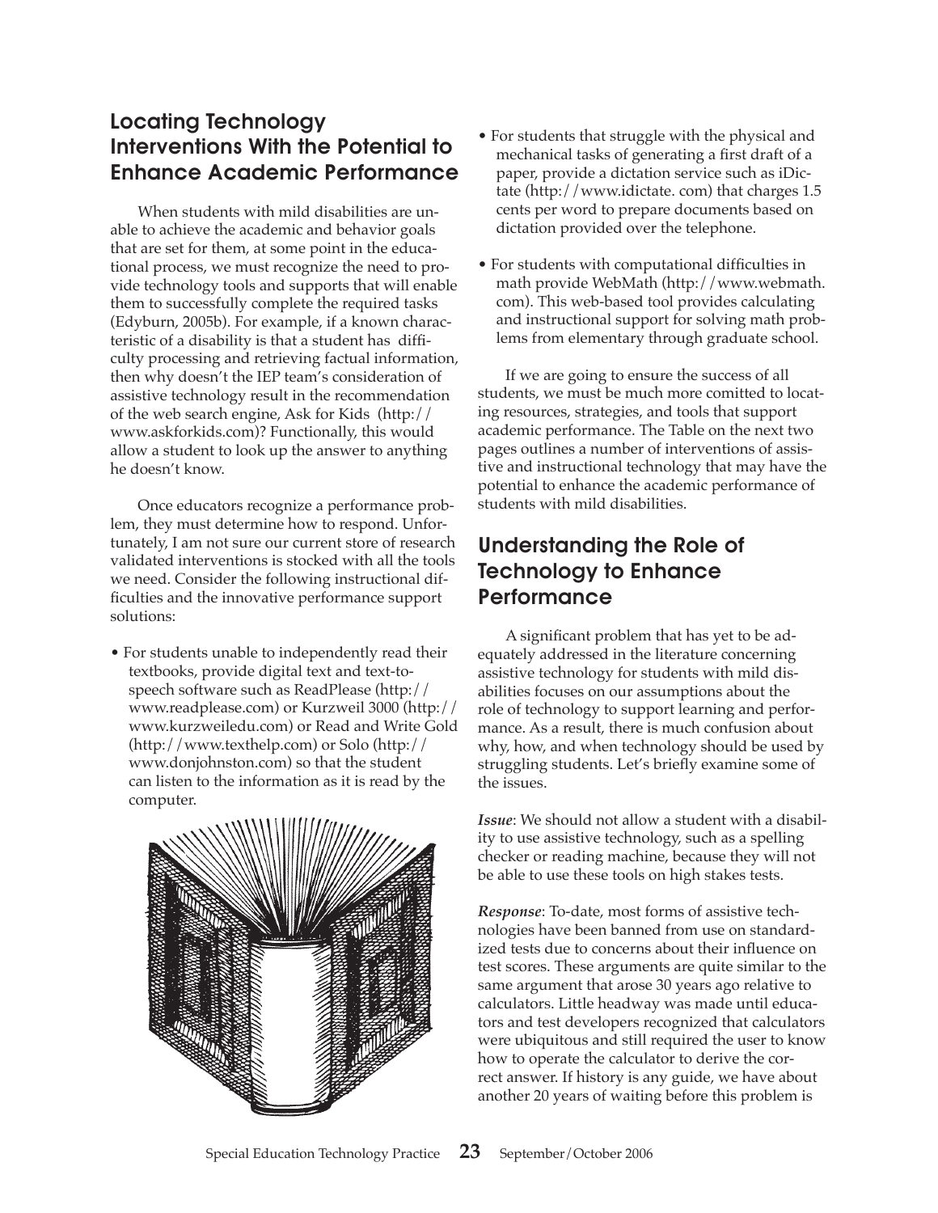## Locating Technology Interventions With the Potential to Enhance Academic Performance

When students with mild disabilities are unable to achieve the academic and behavior goals that are set for them, at some point in the educational process, we must recognize the need to provide technology tools and supports that will enable them to successfully complete the required tasks (Edyburn, 2005b). For example, if a known characteristic of a disability is that a student has difficulty processing and retrieving factual information, then why doesn't the IEP team's consideration of assistive technology result in the recommendation of the web search engine, Ask for Kids (http://www.askforkids.com)? Functionally, this would allow a student to look up the answer to anything he doesn't know.

Once educators recognize a performance problem, they must determine how to respond. Unfortunately, I am not sure our current store of research validated interventions is stocked with all the tools we need. Consider the following instructional difficulties and the innovative performance support solutions:

- For students unable to independently read their textbooks, provide digital text and text-to-speech software such as ReadPlease (http://www.readplease.com) or Kurzweil 3000 (http://www.kurzweiledu.com) or Read and Write Gold (http://www.texthelp.com) or Solo (http://www.donjohnston.com) so that the student can listen to the information as it is read by the computer.
- For students that struggle with the physical and mechanical tasks of generating a first draft of a paper, provide a dictation service such as iDictate (http://www.idictate.com) that charges 1.5 cents per word to prepare documents based on dictation provided over the telephone.
- For students with computational difficulties in math provide WebMath (http://www.webmath.com). This web-based tool provides calculating and instructional support for solving math problems from elementary through graduate school.

If we are going to ensure the success of all students, we must be much more comitted to locating resources, strategies, and tools that support academic performance. The Table on the next two pages outlines a number of interventions of assistive and instructional technology that may have the potential to enhance the academic performance of students with mild disabilities.

## Understanding the Role of Technology to Enhance Performance

A significant problem that has yet to be adequately addressed in the literature concerning assistive technology for students with mild disabilities focuses on our assumptions about the role of technology to support learning and performance. As a result, there is much confusion about why, how, and when technology should be used by struggling students. Let's briefly examine some of the issues.

***Issue***: We should not allow a student with a disability to use assistive technology, such as a spelling checker or reading machine, because they will not be able to use these tools on high stakes tests.

***Response***: To-date, most forms of assistive technologies have been banned from use on standardized tests due to concerns about their influence on test scores. These arguments are quite similar to the same argument that arose 30 years ago relative to calculators. Little headway was made until educators and test developers recognized that calculators were ubiquitous and still required the user to know how to operate the calculator to derive the correct answer. If history is any guide, we have about another 20 years of waiting before this problem is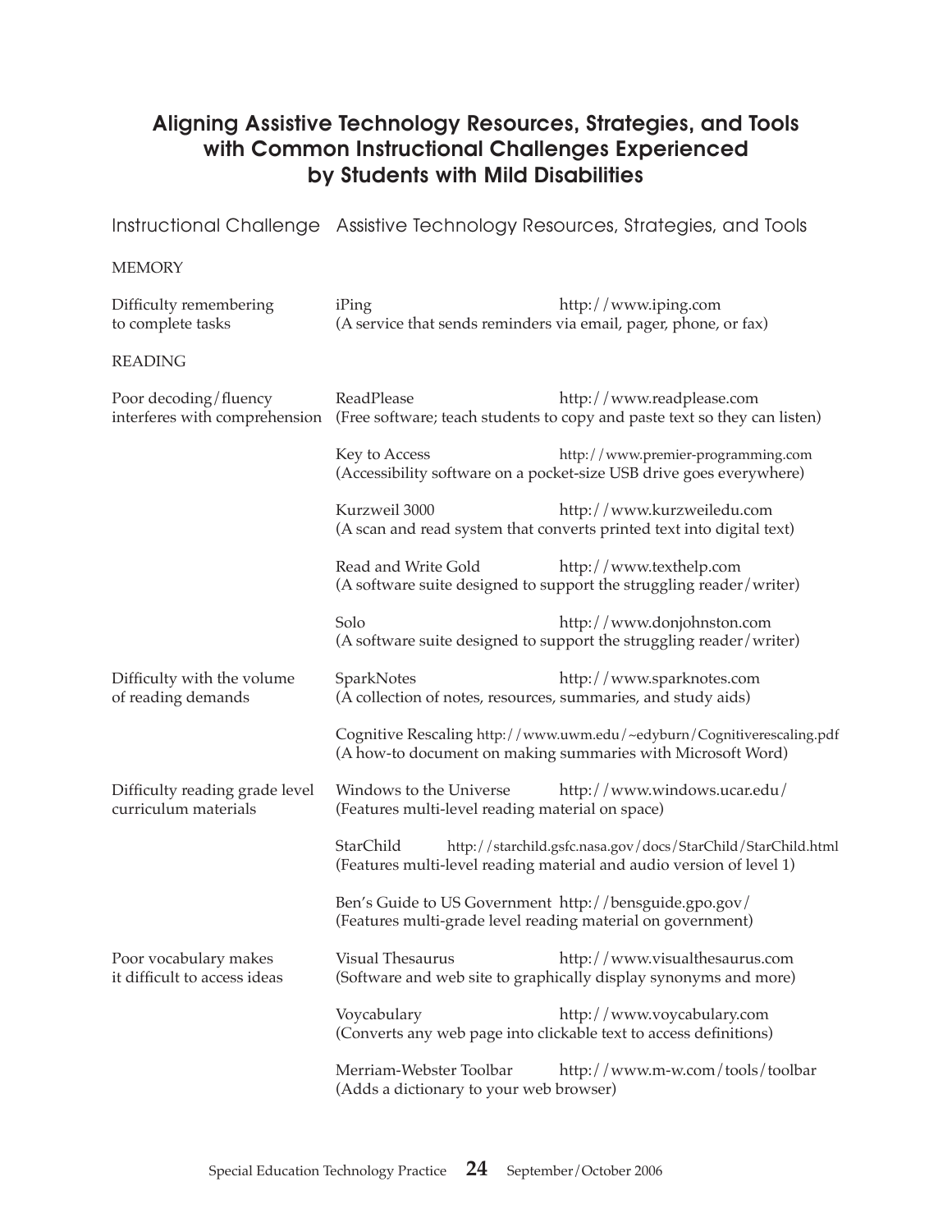## Aligning Assistive Technology Resources, Strategies, and Tools with Common Instructional Challenges Experienced by Students with Mild Disabilities

| Instructional Challenge | Assistive Technology Resources, Strategies, and Tools |
| --- | --- |
| **MEMORY** | |
| Difficulty remembering to complete tasks | iPing http://www.iping.com (A service that sends reminders via email, pager, phone, or fax) |
| **READING** | |
| Poor decoding/fluency interferes with comprehension | ReadPlease http://www.readplease.com (Free software; teach students to copy and paste text so they can listen) |
| | Key to Access http://www.premier-programming.com (Accessibility software on a pocket-size USB drive goes everywhere) |
| | Kurzweil 3000 http://www.kurzweiledu.com (A scan and read system that converts printed text into digital text) |
| | Read and Write Gold http://www.texthelp.com (A software suite designed to support the struggling reader/writer) |
| | Solo http://www.donjohnston.com (A software suite designed to support the struggling reader/writer) |
| Difficulty with the volume of reading demands | SparkNotes http://www.sparknotes.com (A collection of notes, resources, summaries, and study aids) |
| | Cognitive Rescaling http://www.uwm.edu/~edyburn/Cognitiverescaling.pdf (A how-to document on making summaries with Microsoft Word) |
| Difficulty reading grade level curriculum materials | Windows to the Universe http://www.windows.ucar.edu/ (Features multi-level reading material on space) |
| | StarChild http://starchild.gsfc.nasa.gov/docs/StarChild/StarChild.html (Features multi-level reading material and audio version of level 1) |
| | Ben's Guide to US Government http://bensguide.gpo.gov/ (Features multi-grade level reading material on government) |
| Poor vocabulary makes it difficult to access ideas | Visual Thesaurus http://www.visualthesaurus.com (Software and web site to graphically display synonyms and more) |
| | Voycabulary http://www.voycabulary.com (Converts any web page into clickable text to access definitions) |
| | Merriam-Webster Toolbar http://www.m-w.com/tools/toolbar (Adds a dictionary to your web browser) |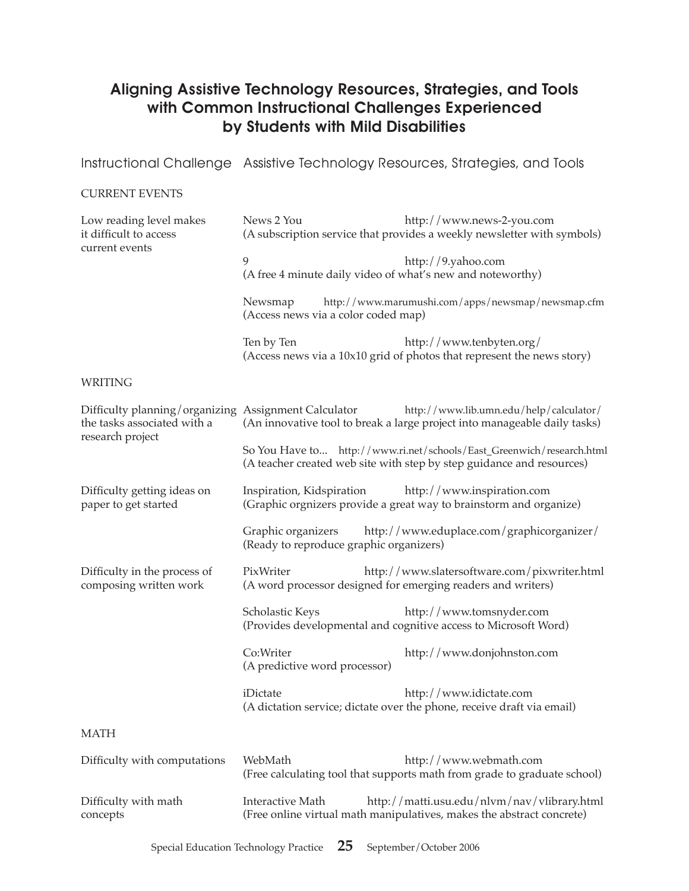## Aligning Assistive Technology Resources, Strategies, and Tools with Common Instructional Challenges Experienced by Students with Mild Disabilities

| Instructional Challenge | Assistive Technology Resources, Strategies, and Tools |
|---|---|
| **CURRENT EVENTS** | |
| Low reading level makes it difficult to access current events | News 2 You http://www.news-2-you.com (A subscription service that provides a weekly newsletter with symbols) |
| | 9 http://9.yahoo.com (A free 4 minute daily video of what's new and noteworthy) |
| | Newsmap http://www.marumushi.com/apps/newsmap/newsmap.cfm (Access news via a color coded map) |
| | Ten by Ten http://www.tenbyten.org/ (Access news via a 10x10 grid of photos that represent the news story) |
| **WRITING** | |
| Difficulty planning/organizing the tasks associated with a research project | Assignment Calculator http://www.lib.umn.edu/help/calculator/ (An innovative tool to break a large project into manageable daily tasks) |
| | So You Have to... http://www.ri.net/schools/East_Greenwich/research.html (A teacher created web site with step by step guidance and resources) |
| Difficulty getting ideas on paper to get started | Inspiration, Kidspiration http://www.inspiration.com (Graphic orgnizers provide a great way to brainstorm and organize) |
| | Graphic organizers http://www.eduplace.com/graphicorganizer/ (Ready to reproduce graphic organizers) |
| Difficulty in the process of composing written work | PixWriter http://www.slatersoftware.com/pixwriter.html (A word processor designed for emerging readers and writers) |
| | Scholastic Keys http://www.tomsnyder.com (Provides developmental and cognitive access to Microsoft Word) |
| | Co:Writer http://www.donjohnston.com (A predictive word processor) |
| | iDictate http://www.idictate.com (A dictation service; dictate over the phone, receive draft via email) |
| **MATH** | |
| Difficulty with computations | WebMath http://www.webmath.com (Free calculating tool that supports math from grade to graduate school) |
| Difficulty with math concepts | Interactive Math http://matti.usu.edu/nlvm/nav/vlibrary.html (Free online virtual math manipulatives, makes the abstract concrete) |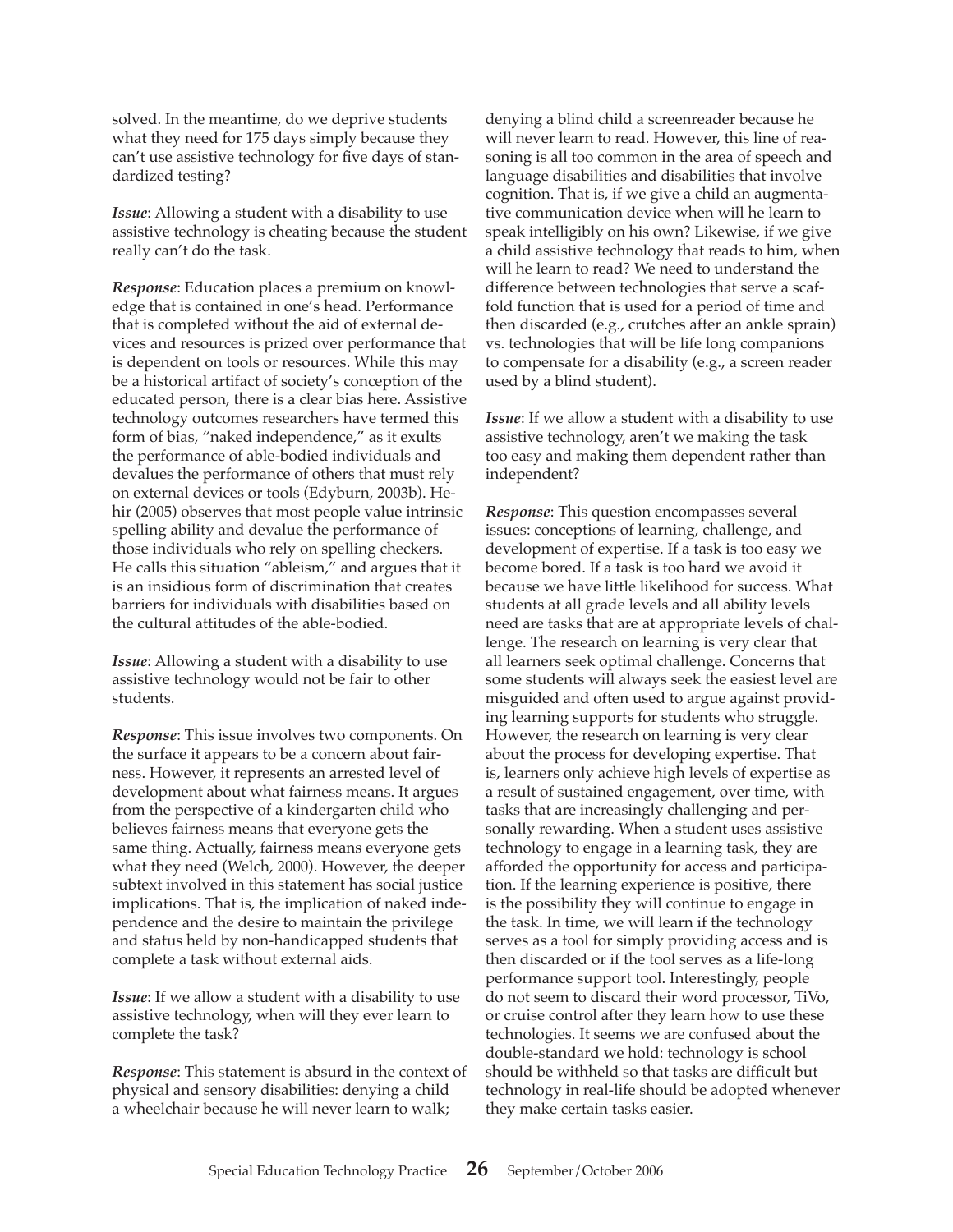solved. In the meantime, do we deprive students what they need for 175 days simply because they can't use assistive technology for five days of standardized testing?

***Issue***: Allowing a student with a disability to use assistive technology is cheating because the student really can't do the task.

***Response***: Education places a premium on knowledge that is contained in one's head. Performance that is completed without the aid of external devices and resources is prized over performance that is dependent on tools or resources. While this may be a historical artifact of society's conception of the educated person, there is a clear bias here. Assistive technology outcomes researchers have termed this form of bias, "naked independence," as it exults the performance of able-bodied individuals and devalues the performance of others that must rely on external devices or tools (Edyburn, 2003b). Hehir (2005) observes that most people value intrinsic spelling ability and devalue the performance of those individuals who rely on spelling checkers. He calls this situation "ableism," and argues that it is an insidious form of discrimination that creates barriers for individuals with disabilities based on the cultural attitudes of the able-bodied.

***Issue***: Allowing a student with a disability to use assistive technology would not be fair to other students.

***Response***: This issue involves two components. On the surface it appears to be a concern about fairness. However, it represents an arrested level of development about what fairness means. It argues from the perspective of a kindergarten child who believes fairness means that everyone gets the same thing. Actually, fairness means everyone gets what they need (Welch, 2000). However, the deeper subtext involved in this statement has social justice implications. That is, the implication of naked independence and the desire to maintain the privilege and status held by non-handicapped students that complete a task without external aids.

***Issue***: If we allow a student with a disability to use assistive technology, when will they ever learn to complete the task?

***Response***: This statement is absurd in the context of physical and sensory disabilities: denying a child a wheelchair because he will never learn to walk; denying a blind child a screenreader because he will never learn to read. However, this line of reasoning is all too common in the area of speech and language disabilities and disabilities that involve cognition. That is, if we give a child an augmentative communication device when will he learn to speak intelligibly on his own? Likewise, if we give a child assistive technology that reads to him, when will he learn to read? We need to understand the difference between technologies that serve a scaffold function that is used for a period of time and then discarded (e.g., crutches after an ankle sprain) vs. technologies that will be life long companions to compensate for a disability (e.g., a screen reader used by a blind student).

***Issue***: If we allow a student with a disability to use assistive technology, aren't we making the task too easy and making them dependent rather than independent?

***Response***: This question encompasses several issues: conceptions of learning, challenge, and development of expertise. If a task is too easy we become bored. If a task is too hard we avoid it because we have little likelihood for success. What students at all grade levels and all ability levels need are tasks that are at appropriate levels of challenge. The research on learning is very clear that all learners seek optimal challenge. Concerns that some students will always seek the easiest level are misguided and often used to argue against providing learning supports for students who struggle. However, the research on learning is very clear about the process for developing expertise. That is, learners only achieve high levels of expertise as a result of sustained engagement, over time, with tasks that are increasingly challenging and personally rewarding. When a student uses assistive technology to engage in a learning task, they are afforded the opportunity for access and participation. If the learning experience is positive, there is the possibility they will continue to engage in the task. In time, we will learn if the technology serves as a tool for simply providing access and is then discarded or if the tool serves as a life-long performance support tool. Interestingly, people do not seem to discard their word processor, TiVo, or cruise control after they learn how to use these technologies. It seems we are confused about the double-standard we hold: technology is school should be withheld so that tasks are difficult but technology in real-life should be adopted whenever they make certain tasks easier.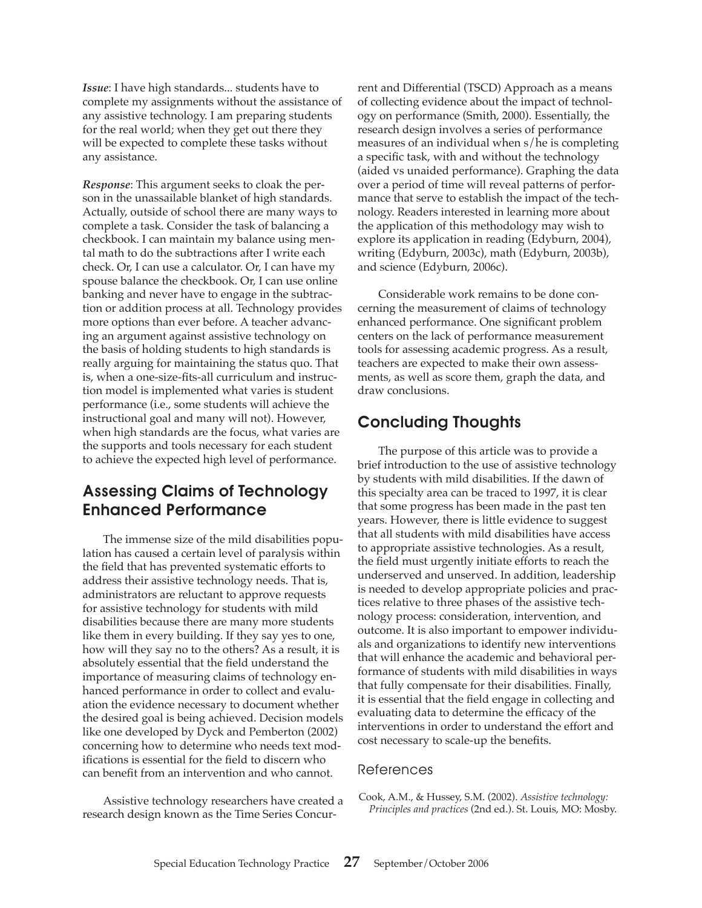***Issue***: I have high standards... students have to complete my assignments without the assistance of any assistive technology. I am preparing students for the real world; when they get out there they will be expected to complete these tasks without any assistance.

***Response***: This argument seeks to cloak the person in the unassailable blanket of high standards. Actually, outside of school there are many ways to complete a task. Consider the task of balancing a checkbook. I can maintain my balance using mental math to do the subtractions after I write each check. Or, I can use a calculator. Or, I can have my spouse balance the checkbook. Or, I can use online banking and never have to engage in the subtraction or addition process at all. Technology provides more options than ever before. A teacher advancing an argument against assistive technology on the basis of holding students to high standards is really arguing for maintaining the status quo. That is, when a one-size-fits-all curriculum and instruction model is implemented what varies is student performance (i.e., some students will achieve the instructional goal and many will not). However, when high standards are the focus, what varies are the supports and tools necessary for each student to achieve the expected high level of performance.

## Assessing Claims of Technology Enhanced Performance

The immense size of the mild disabilities population has caused a certain level of paralysis within the field that has prevented systematic efforts to address their assistive technology needs. That is, administrators are reluctant to approve requests for assistive technology for students with mild disabilities because there are many more students like them in every building. If they say yes to one, how will they say no to the others? As a result, it is absolutely essential that the field understand the importance of measuring claims of technology enhanced performance in order to collect and evaluation the evidence necessary to document whether the desired goal is being achieved. Decision models like one developed by Dyck and Pemberton (2002) concerning how to determine who needs text modifications is essential for the field to discern who can benefit from an intervention and who cannot.

Assistive technology researchers have created a research design known as the Time Series Concurrent and Differential (TSCD) Approach as a means of collecting evidence about the impact of technology on performance (Smith, 2000). Essentially, the research design involves a series of performance measures of an individual when s/he is completing a specific task, with and without the technology (aided vs unaided performance). Graphing the data over a period of time will reveal patterns of performance that serve to establish the impact of the technology. Readers interested in learning more about the application of this methodology may wish to explore its application in reading (Edyburn, 2004), writing (Edyburn, 2003c), math (Edyburn, 2003b), and science (Edyburn, 2006c).

Considerable work remains to be done concerning the measurement of claims of technology enhanced performance. One significant problem centers on the lack of performance measurement tools for assessing academic progress. As a result, teachers are expected to make their own assessments, as well as score them, graph the data, and draw conclusions.

## Concluding Thoughts

The purpose of this article was to provide a brief introduction to the use of assistive technology by students with mild disabilities. If the dawn of this specialty area can be traced to 1997, it is clear that some progress has been made in the past ten years. However, there is little evidence to suggest that all students with mild disabilities have access to appropriate assistive technologies. As a result, the field must urgently initiate efforts to reach the underserved and unserved. In addition, leadership is needed to develop appropriate policies and practices relative to three phases of the assistive technology process: consideration, intervention, and outcome. It is also important to empower individuals and organizations to identify new interventions that will enhance the academic and behavioral performance of students with mild disabilities in ways that fully compensate for their disabilities. Finally, it is essential that the field engage in collecting and evaluating data to determine the efficacy of the interventions in order to understand the effort and cost necessary to scale-up the benefits.

### References

Cook, A.M., & Hussey, S.M. (2002). *Assistive technology: Principles and practices* (2nd ed.). St. Louis, MO: Mosby.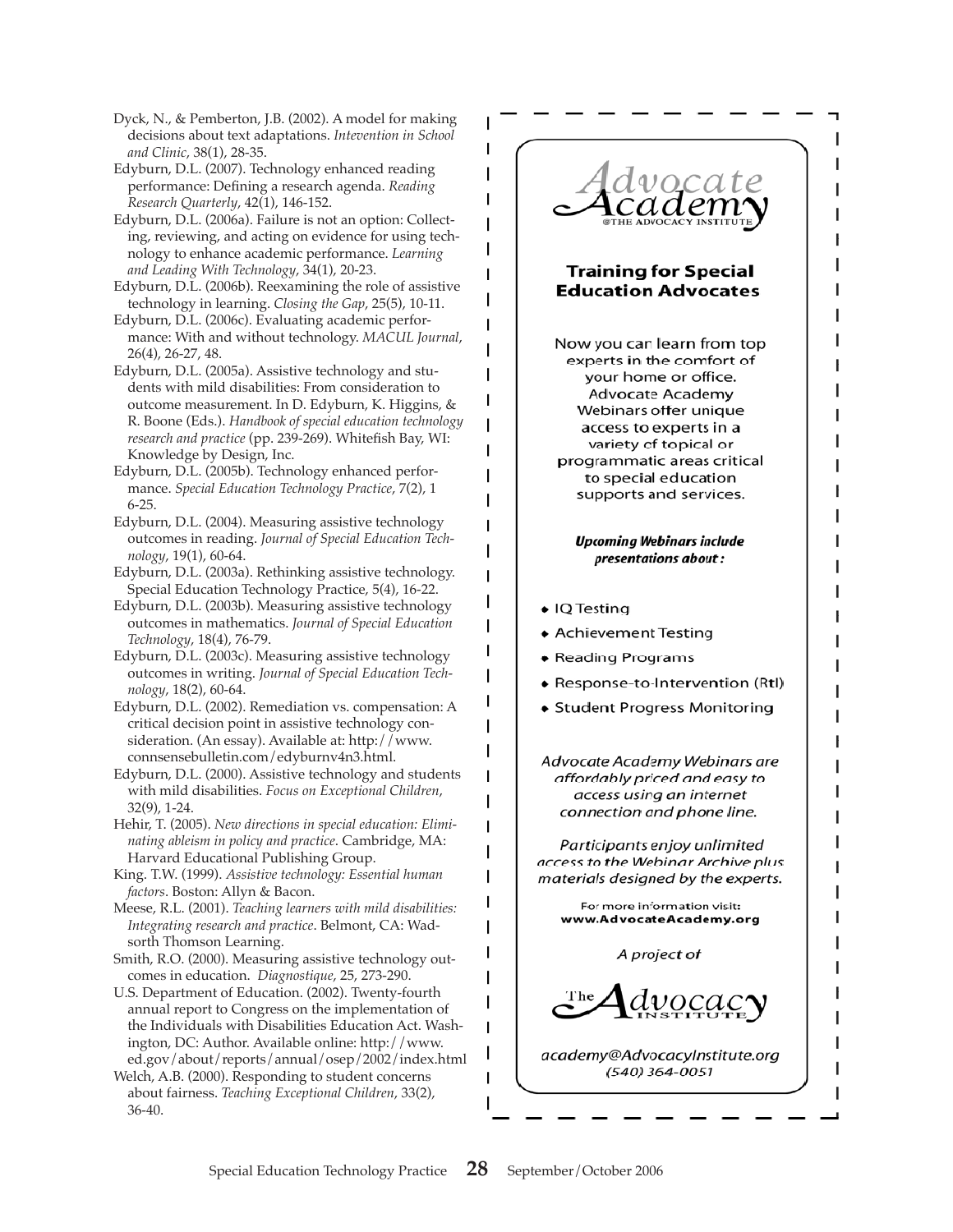Dyck, N., & Pemberton, J.B. (2002). A model for making decisions about text adaptations. *Intevention in School and Clinic*, 38(1), 28-35.

Edyburn, D.L. (2007). Technology enhanced reading performance: Defining a research agenda. *Reading Research Quarterly*, 42(1), 146-152.

Edyburn, D.L. (2006a). Failure is not an option: Collecting, reviewing, and acting on evidence for using technology to enhance academic performance. *Learning and Leading With Technology*, 34(1), 20-23.

Edyburn, D.L. (2006b). Reexamining the role of assistive technology in learning. *Closing the Gap*, 25(5), 10-11.

Edyburn, D.L. (2006c). Evaluating academic performance: With and without technology. *MACUL Journal*, 26(4), 26-27, 48.

Edyburn, D.L. (2005a). Assistive technology and students with mild disabilities: From consideration to outcome measurement. In D. Edyburn, K. Higgins, & R. Boone (Eds.). *Handbook of special education technology research and practice* (pp. 239-269). Whitefish Bay, WI: Knowledge by Design, Inc.

Edyburn, D.L. (2005b). Technology enhanced performance. *Special Education Technology Practice*, 7(2), 1 6-25.

Edyburn, D.L. (2004). Measuring assistive technology outcomes in reading. *Journal of Special Education Technology*, 19(1), 60-64.

Edyburn, D.L. (2003a). Rethinking assistive technology. Special Education Technology Practice, 5(4), 16-22.

Edyburn, D.L. (2003b). Measuring assistive technology outcomes in mathematics. *Journal of Special Education Technology*, 18(4), 76-79.

Edyburn, D.L. (2003c). Measuring assistive technology outcomes in writing. *Journal of Special Education Technology*, 18(2), 60-64.

Edyburn, D.L. (2002). Remediation vs. compensation: A critical decision point in assistive technology consideration. (An essay). Available at: http://www.connsensebulletin.com/edyburnv4n3.html.

Edyburn, D.L. (2000). Assistive technology and students with mild disabilities. *Focus on Exceptional Children*, 32(9), 1-24.

Hehir, T. (2005). *New directions in special education: Eliminating ableism in policy and practice*. Cambridge, MA: Harvard Educational Publishing Group.

King. T.W. (1999). *Assistive technology: Essential human factors*. Boston: Allyn & Bacon.

Meese, R.L. (2001). *Teaching learners with mild disabilities: Integrating research and practice*. Belmont, CA: Wadsorth Thomson Learning.

Smith, R.O. (2000). Measuring assistive technology outcomes in education. *Diagnostique*, 25, 273-290.

U.S. Department of Education. (2002). Twenty-fourth annual report to Congress on the implementation of the Individuals with Disabilities Education Act. Washington, DC: Author. Available online: http://www.ed.gov/about/reports/annual/osep/2002/index.html

Welch, A.B. (2000). Responding to student concerns about fairness. *Teaching Exceptional Children*, 33(2), 36-40.

Advocate Academy @THE ADVOCACY INSTITUTE

**Training for Special Education Advocates**

Now you can learn from top experts in the comfort of your home or office. Advocate Academy Webinars offer unique access to experts in a variety of topical or programmatic areas critical to special education supports and services.

***Upcoming Webinars include presentations about :***

- IQ Testing
- Achievement Testing
- Reading Programs
- Response-to-Intervention (RtI)
- Student Progress Monitoring

*Advocate Academy Webinars are affordably priced and easy to access using an internet connection and phone line.*

*Participants enjoy unlimited access to the Webinar Archive plus materials designed by the experts.*

For more information visit: **www.AdvocateAcademy.org**

*A project of*

The Advocacy Institute

*academy@AdvocacyInstitute.org*
*(540) 364-0051*